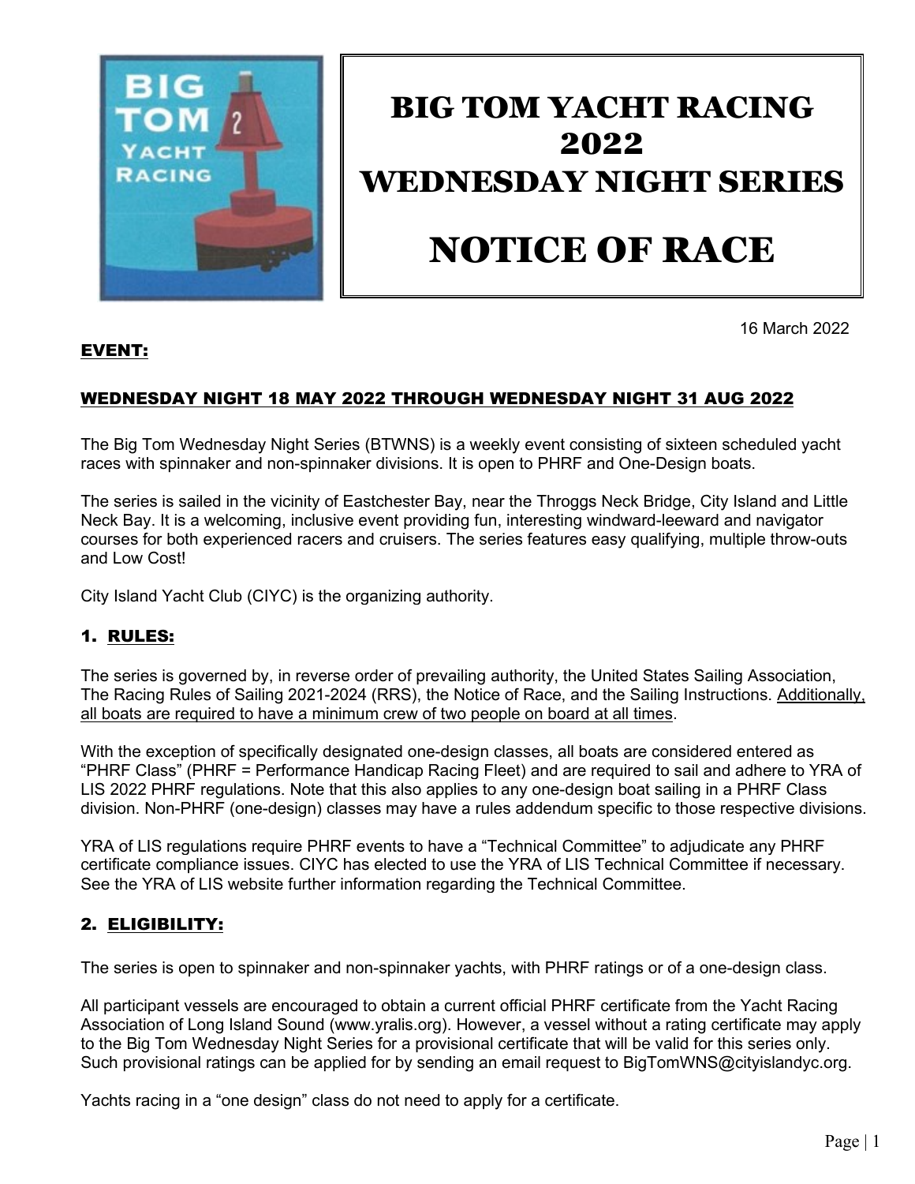# BIG TOM YACHT RACING 2022 WEDNESDAY NIGHT SERIES

# NOTICE OF RACE

16 March 2022

## EVENT:

**WEDNESDAY NIGHT 18 MAY 2022 THROUGH WEDNESDAY NIGHT 31 AUG 2022**

The Big Tom Wednesday Night Series (BTWNS) is a weekly event consisting of sixteen scheduled yacht races with spinnaker and non-spinnaker divisions. It is open to PHRF and One-Design boats.

The series is sailed in the vicinity of Eastchester Bay, near the Throggs Neck Bridge, City Island and Little Neck Bay. It is a welcoming, inclusive event providing fun, interesting windward-leeward and navigator courses for both experienced racers and cruisers. The series features easy qualifying, multiple throw-outs and Low Cost!

City Island Yacht Club (CIYC) is the organizing authority.

## 1. RULES:

The series is governed by, in reverse order of prevailing authority, the United States Sailing Association, The Racing Rules of Sailing 2021-2024 (RRS), the Notice of Race, and the Sailing Instructions. Additionally, all boats are required to have a minimum crew of two people on board at all times.

With the exception of specifically designated one-design classes, all boats are considered entered as "PHRF Class" (PHRF = Performance Handicap Racing Fleet) and are required to sail and adhere to YRA of LIS 2022 PHRF regulations. Note that this also applies to any one-design boat sailing in a PHRF Class division. Non-PHRF (one-design) classes may have a rules addendum specific to those respective divisions.

YRA of LIS regulations require PHRF events to have a "Technical Committee" to adjudicate any PHRF certificate compliance issues. CIYC has elected to use the YRA of LIS Technical Committee if necessary. See the YRA of LIS website further information regarding the Technical Committee.

## 2. ELIGIBILITY:

The series is open to spinnaker and non-spinnaker yachts, with PHRF ratings or of a one-design class.

All participant vessels are encouraged to obtain a current official PHRF certificate from the Yacht Racing Association of Long Island Sound (www.yralis.org). However, a vessel without a rating certificate may apply to the Big Tom Wednesday Night Series for a provisional certificate that will be valid for this series only. Such provisional ratings can be applied for by sending an email request to BigTomWNS@cityislandyc.org.

Yachts racing in a "one design" class do not need to apply for a certificate.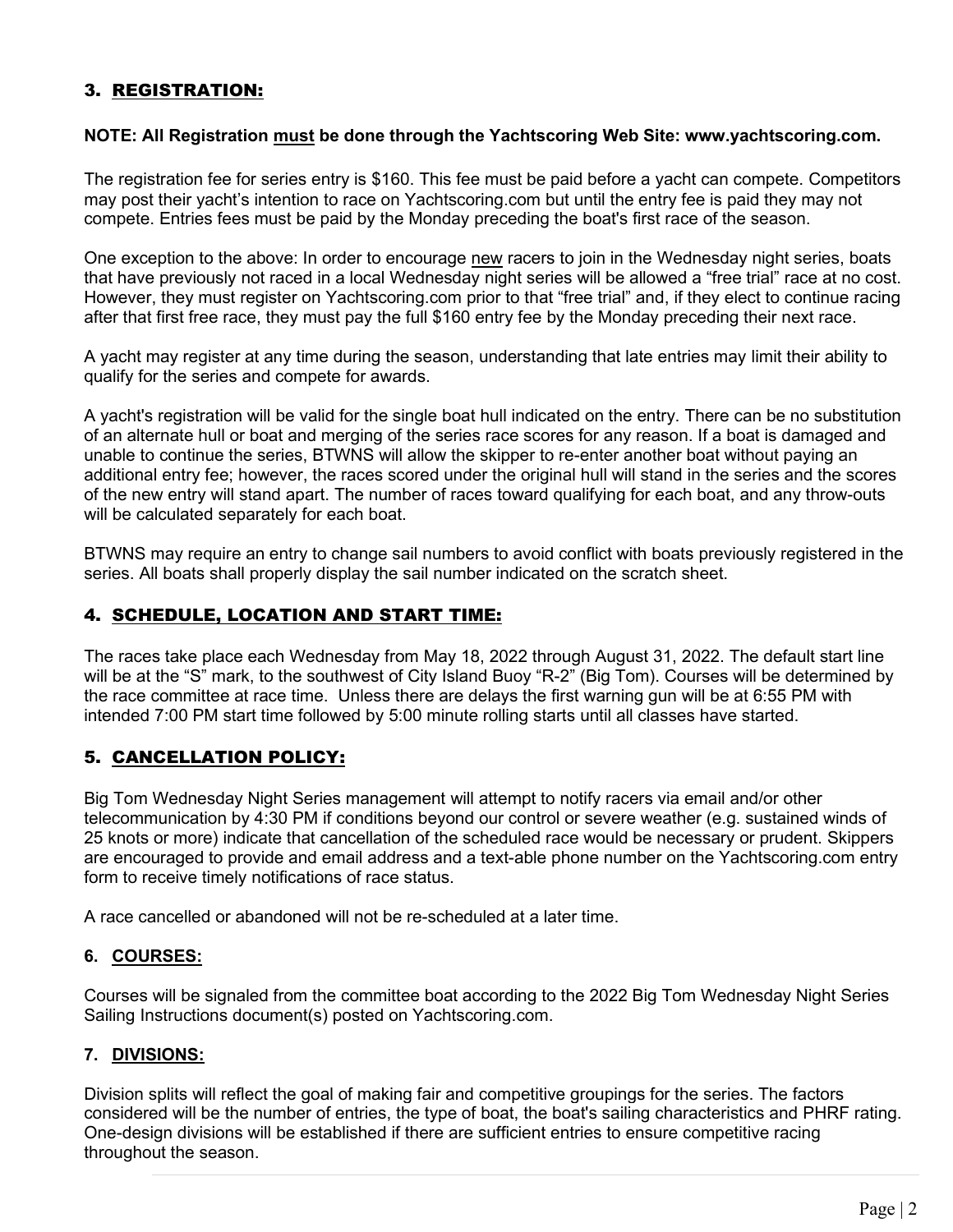## 3. REGISTRATION:

**NOTE: All Registration must be done through the Yachtscoring Web Site: www.yachtscoring.com.**

The registration fee for series entry is $160. This fee must be paid before a yacht can compete. Competitors may post their yacht's intention to race on Yachtscoring.com but until the entry fee is paid they may not compete. Entries fees must be paid by the Monday preceding the boat's first race of the season.

One exception to the above: In order to encourage new racers to join in the Wednesday night series, boats that have previously not raced in a local Wednesday night series will be allowed a "free trial" race at no cost. However, they must register on Yachtscoring.com prior to that "free trial" and, if they elect to continue racing after that first free race, they must pay the full $160 entry fee by the Monday preceding their next race.

A yacht may register at any time during the season, understanding that late entries may limit their ability to qualify for the series and compete for awards.

A yacht's registration will be valid for the single boat hull indicated on the entry. There can be no substitution of an alternate hull or boat and merging of the series race scores for any reason. If a boat is damaged and unable to continue the series, BTWNS will allow the skipper to re-enter another boat without paying an additional entry fee; however, the races scored under the original hull will stand in the series and the scores of the new entry will stand apart. The number of races toward qualifying for each boat, and any throw-outs will be calculated separately for each boat.

BTWNS may require an entry to change sail numbers to avoid conflict with boats previously registered in the series. All boats shall properly display the sail number indicated on the scratch sheet.

## 4. SCHEDULE, LOCATION AND START TIME:

The races take place each Wednesday from May 18, 2022 through August 31, 2022. The default start line will be at the "S" mark, to the southwest of City Island Buoy "R-2" (Big Tom). Courses will be determined by the race committee at race time. Unless there are delays the first warning gun will be at 6:55 PM with intended 7:00 PM start time followed by 5:00 minute rolling starts until all classes have started.

## 5. CANCELLATION POLICY:

Big Tom Wednesday Night Series management will attempt to notify racers via email and/or other telecommunication by 4:30 PM if conditions beyond our control or severe weather (e.g. sustained winds of 25 knots or more) indicate that cancellation of the scheduled race would be necessary or prudent. Skippers are encouraged to provide and email address and a text-able phone number on the Yachtscoring.com entry form to receive timely notifications of race status.

A race cancelled or abandoned will not be re-scheduled at a later time.

## 6. COURSES:

Courses will be signaled from the committee boat according to the 2022 Big Tom Wednesday Night Series Sailing Instructions document(s) posted on Yachtscoring.com.

## 7. DIVISIONS:

Division splits will reflect the goal of making fair and competitive groupings for the series. The factors considered will be the number of entries, the type of boat, the boat's sailing characteristics and PHRF rating. One-design divisions will be established if there are sufficient entries to ensure competitive racing throughout the season.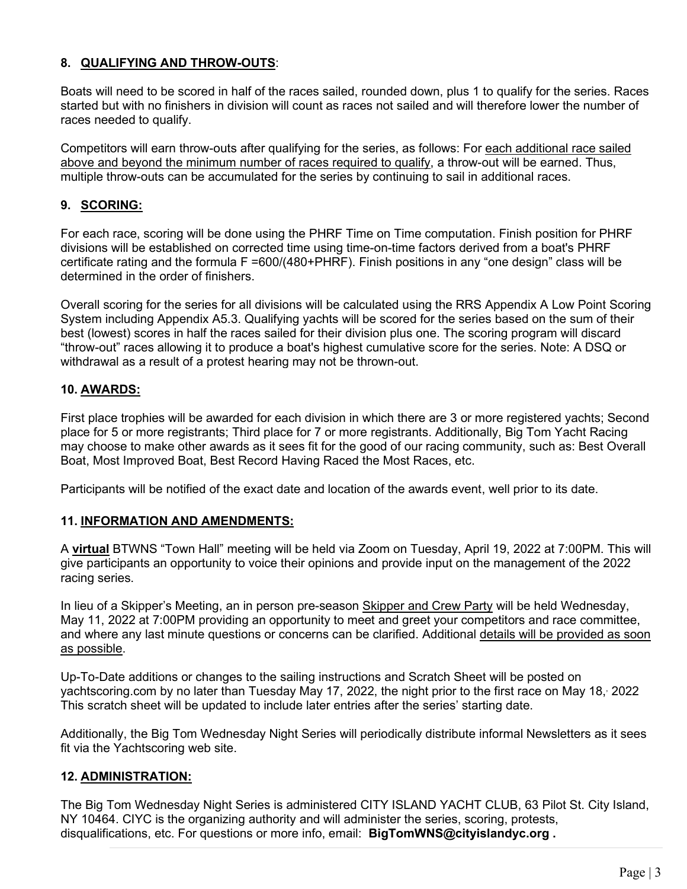## 8. QUALIFYING AND THROW-OUTS:

Boats will need to be scored in half of the races sailed, rounded down, plus 1 to qualify for the series. Races started but with no finishers in division will count as races not sailed and will therefore lower the number of races needed to qualify.

Competitors will earn throw-outs after qualifying for the series, as follows: For each additional race sailed above and beyond the minimum number of races required to qualify, a throw-out will be earned. Thus, multiple throw-outs can be accumulated for the series by continuing to sail in additional races.

## 9. SCORING:

For each race, scoring will be done using the PHRF Time on Time computation. Finish position for PHRF divisions will be established on corrected time using time-on-time factors derived from a boat's PHRF certificate rating and the formula $F = 600/(480+PHRF)$. Finish positions in any "one design" class will be determined in the order of finishers.

Overall scoring for the series for all divisions will be calculated using the RRS Appendix A Low Point Scoring System including Appendix A5.3. Qualifying yachts will be scored for the series based on the sum of their best (lowest) scores in half the races sailed for their division plus one. The scoring program will discard "throw-out" races allowing it to produce a boat's highest cumulative score for the series. Note: A DSQ or withdrawal as a result of a protest hearing may not be thrown-out.

## 10. AWARDS:

First place trophies will be awarded for each division in which there are 3 or more registered yachts; Second place for 5 or more registrants; Third place for 7 or more registrants. Additionally, Big Tom Yacht Racing may choose to make other awards as it sees fit for the good of our racing community, such as: Best Overall Boat, Most Improved Boat, Best Record Having Raced the Most Races, etc.

Participants will be notified of the exact date and location of the awards event, well prior to its date.

## 11. INFORMATION AND AMENDMENTS:

A **virtual** BTWNS "Town Hall" meeting will be held via Zoom on Tuesday, April 19, 2022 at 7:00PM. This will give participants an opportunity to voice their opinions and provide input on the management of the 2022 racing series.

In lieu of a Skipper's Meeting, an in person pre-season Skipper and Crew Party will be held Wednesday, May 11, 2022 at 7:00PM providing an opportunity to meet and greet your competitors and race committee, and where any last minute questions or concerns can be clarified. Additional details will be provided as soon as possible.

Up-To-Date additions or changes to the sailing instructions and Scratch Sheet will be posted on yachtscoring.com by no later than Tuesday May 17, 2022, the night prior to the first race on May 18, 2022 This scratch sheet will be updated to include later entries after the series' starting date.

Additionally, the Big Tom Wednesday Night Series will periodically distribute informal Newsletters as it sees fit via the Yachtscoring web site.

## 12. ADMINISTRATION:

The Big Tom Wednesday Night Series is administered CITY ISLAND YACHT CLUB, 63 Pilot St. City Island, NY 10464. CIYC is the organizing authority and will administer the series, scoring, protests, disqualifications, etc. For questions or more info, email: **BigTomWNS@cityislandyc.org .**